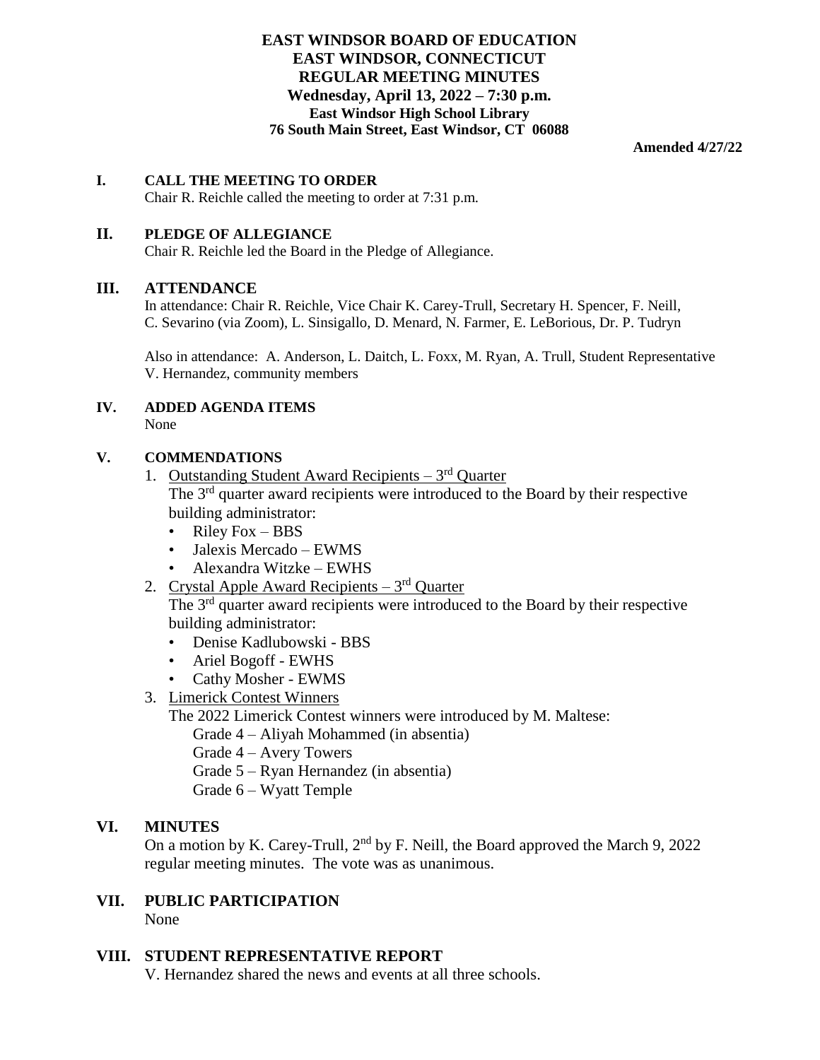# EAST WINDSOR BOARD OF EDUCATION
## EAST WINDSOR, CONNECTICUT
## REGULAR MEETING MINUTES
### Wednesday, April 13, 2022 – 7:30 p.m.
### East Windsor High School Library
### 76 South Main Street, East Windsor, CT 06088

**Amended 4/27/22**

## I. CALL THE MEETING TO ORDER

Chair R. Reichle called the meeting to order at 7:31 p.m.

## II. PLEDGE OF ALLEGIANCE

Chair R. Reichle led the Board in the Pledge of Allegiance.

## III. ATTENDANCE

In attendance: Chair R. Reichle, Vice Chair K. Carey-Trull, Secretary H. Spencer, F. Neill, C. Sevarino (via Zoom), L. Sinsigallo, D. Menard, N. Farmer, E. LeBorious, Dr. P. Tudryn

Also in attendance: A. Anderson, L. Daitch, L. Foxx, M. Ryan, A. Trull, Student Representative V. Hernandez, community members

## IV. ADDED AGENDA ITEMS

None

## V. COMMENDATIONS

1. Outstanding Student Award Recipients – 3rd Quarter
   The 3rd quarter award recipients were introduced to the Board by their respective building administrator:
   - Riley Fox – BBS
   - Jalexis Mercado – EWMS
   - Alexandra Witzke – EWHS
2. Crystal Apple Award Recipients – 3rd Quarter
   The 3rd quarter award recipients were introduced to the Board by their respective building administrator:
   - Denise Kadlubowski - BBS
   - Ariel Bogoff - EWHS
   - Cathy Mosher - EWMS
3. Limerick Contest Winners
   The 2022 Limerick Contest winners were introduced by M. Maltese:
   Grade 4 – Aliyah Mohammed (in absentia)
   Grade 4 – Avery Towers
   Grade 5 – Ryan Hernandez (in absentia)
   Grade 6 – Wyatt Temple

## VI. MINUTES

On a motion by K. Carey-Trull, 2nd by F. Neill, the Board approved the March 9, 2022 regular meeting minutes. The vote was as unanimous.

## VII. PUBLIC PARTICIPATION

None

## VIII. STUDENT REPRESENTATIVE REPORT

V. Hernandez shared the news and events at all three schools.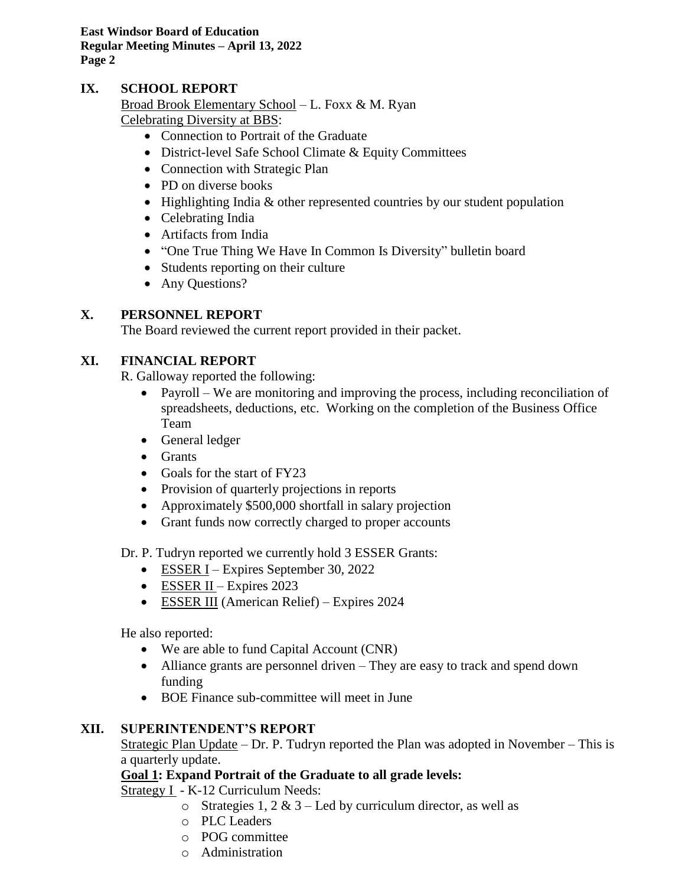## IX. SCHOOL REPORT

Broad Brook Elementary School – L. Foxx & M. Ryan

Celebrating Diversity at BBS:

- Connection to Portrait of the Graduate
- District-level Safe School Climate & Equity Committees
- Connection with Strategic Plan
- PD on diverse books
- Highlighting India & other represented countries by our student population
- Celebrating India
- Artifacts from India
- "One True Thing We Have In Common Is Diversity" bulletin board
- Students reporting on their culture
- Any Questions?

## X. PERSONNEL REPORT

The Board reviewed the current report provided in their packet.

## XI. FINANCIAL REPORT

R. Galloway reported the following:

- Payroll – We are monitoring and improving the process, including reconciliation of spreadsheets, deductions, etc. Working on the completion of the Business Office Team
- General ledger
- Grants
- Goals for the start of FY23
- Provision of quarterly projections in reports
- Approximately $500,000 shortfall in salary projection
- Grant funds now correctly charged to proper accounts

Dr. P. Tudryn reported we currently hold 3 ESSER Grants:

- ESSER I – Expires September 30, 2022
- ESSER II – Expires 2023
- ESSER III (American Relief) – Expires 2024

He also reported:

- We are able to fund Capital Account (CNR)
- Alliance grants are personnel driven – They are easy to track and spend down funding
- BOE Finance sub-committee will meet in June

## XII. SUPERINTENDENT'S REPORT

Strategic Plan Update – Dr. P. Tudryn reported the Plan was adopted in November – This is a quarterly update.

**Goal 1: Expand Portrait of the Graduate to all grade levels:**

Strategy I - K-12 Curriculum Needs:

- Strategies 1, 2 & 3 – Led by curriculum director, as well as
- PLC Leaders
- POG committee
- Administration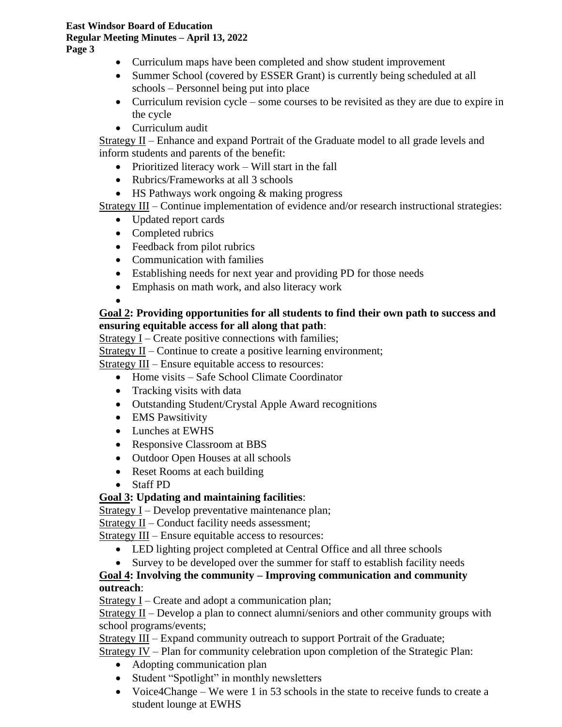- Curriculum maps have been completed and show student improvement
- Summer School (covered by ESSER Grant) is currently being scheduled at all schools – Personnel being put into place
- Curriculum revision cycle – some courses to be revisited as they are due to expire in the cycle
- Curriculum audit

<u>Strategy II</u> – Enhance and expand Portrait of the Graduate model to all grade levels and inform students and parents of the benefit:

- Prioritized literacy work – Will start in the fall
- Rubrics/Frameworks at all 3 schools
- HS Pathways work ongoing & making progress

<u>Strategy III</u> – Continue implementation of evidence and/or research instructional strategies:

- Updated report cards
- Completed rubrics
- Feedback from pilot rubrics
- Communication with families
- Establishing needs for next year and providing PD for those needs
- Emphasis on math work, and also literacy work
-

**<u>Goal 2</u>: Providing opportunities for all students to find their own path to success and ensuring equitable access for all along that path**:

<u>Strategy I</u> – Create positive connections with families;

<u>Strategy II</u> – Continue to create a positive learning environment;

<u>Strategy III</u> – Ensure equitable access to resources:

- Home visits – Safe School Climate Coordinator
- Tracking visits with data
- Outstanding Student/Crystal Apple Award recognitions
- EMS Pawsitivity
- Lunches at EWHS
- Responsive Classroom at BBS
- Outdoor Open Houses at all schools
- Reset Rooms at each building
- Staff PD

**<u>Goal 3</u>: Updating and maintaining facilities**:

<u>Strategy I</u> – Develop preventative maintenance plan;

<u>Strategy II</u> – Conduct facility needs assessment;

<u>Strategy III</u> – Ensure equitable access to resources:

- LED lighting project completed at Central Office and all three schools
- Survey to be developed over the summer for staff to establish facility needs

**<u>Goal 4</u>: Involving the community – Improving communication and community outreach**:

<u>Strategy I</u> – Create and adopt a communication plan;

<u>Strategy II</u> – Develop a plan to connect alumni/seniors and other community groups with school programs/events;

<u>Strategy III</u> – Expand community outreach to support Portrait of the Graduate;

<u>Strategy IV</u> – Plan for community celebration upon completion of the Strategic Plan:

- Adopting communication plan
- Student "Spotlight" in monthly newsletters
- Voice4Change – We were 1 in 53 schools in the state to receive funds to create a student lounge at EWHS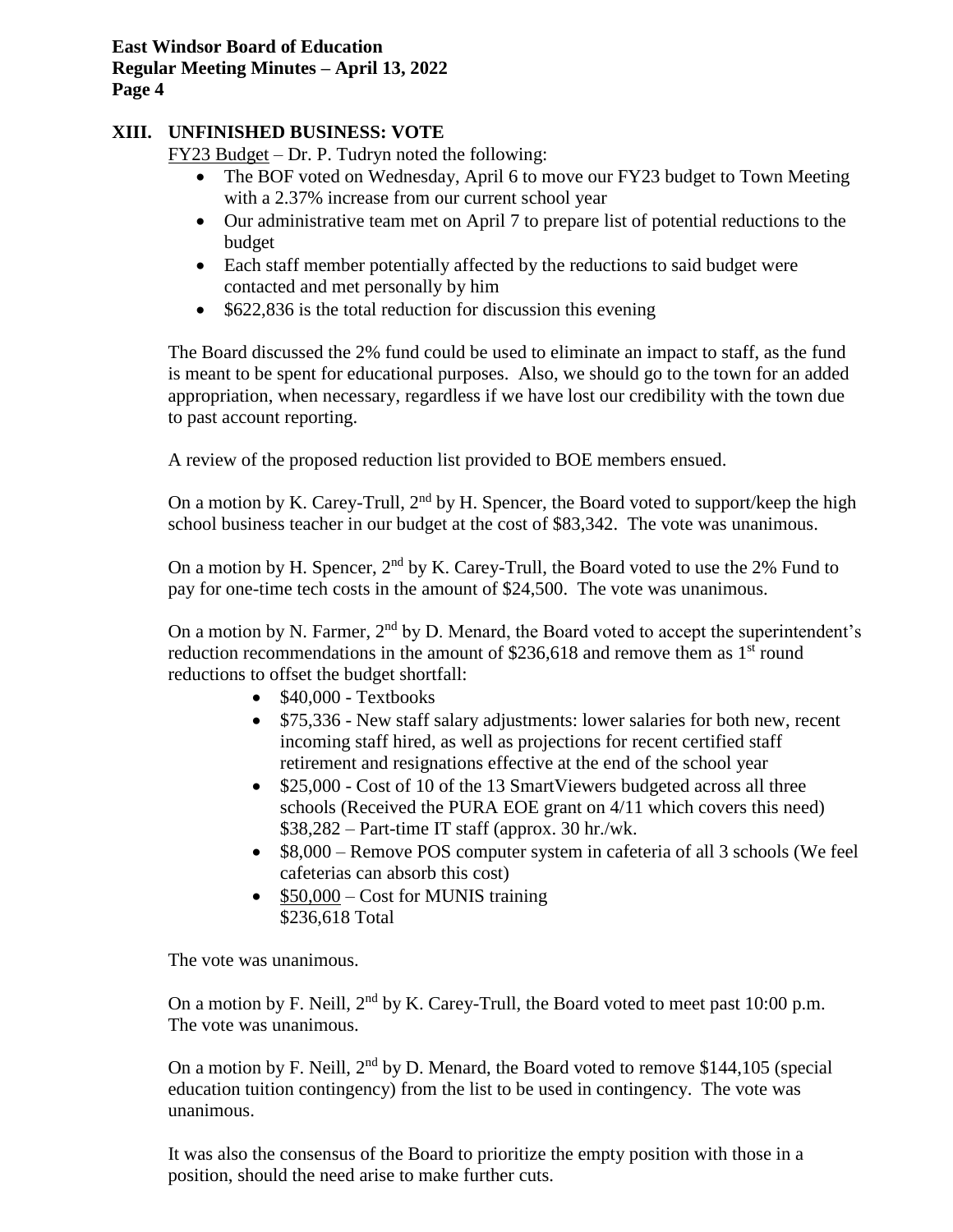## XIII. UNFINISHED BUSINESS: VOTE

FY23 Budget – Dr. P. Tudryn noted the following:

- The BOF voted on Wednesday, April 6 to move our FY23 budget to Town Meeting with a 2.37% increase from our current school year
- Our administrative team met on April 7 to prepare list of potential reductions to the budget
- Each staff member potentially affected by the reductions to said budget were contacted and met personally by him
- $622,836 is the total reduction for discussion this evening

The Board discussed the 2% fund could be used to eliminate an impact to staff, as the fund is meant to be spent for educational purposes. Also, we should go to the town for an added appropriation, when necessary, regardless if we have lost our credibility with the town due to past account reporting.

A review of the proposed reduction list provided to BOE members ensued.

On a motion by K. Carey-Trull, 2nd by H. Spencer, the Board voted to support/keep the high school business teacher in our budget at the cost of $83,342. The vote was unanimous.

On a motion by H. Spencer, 2nd by K. Carey-Trull, the Board voted to use the 2% Fund to pay for one-time tech costs in the amount of $24,500. The vote was unanimous.

On a motion by N. Farmer, 2nd by D. Menard, the Board voted to accept the superintendent's reduction recommendations in the amount of $236,618 and remove them as 1st round reductions to offset the budget shortfall:

- $40,000 - Textbooks
- $75,336 - New staff salary adjustments: lower salaries for both new, recent incoming staff hired, as well as projections for recent certified staff retirement and resignations effective at the end of the school year
- $25,000 - Cost of 10 of the 13 SmartViewers budgeted across all three schools (Received the PURA EOE grant on 4/11 which covers this need)
  $38,282 – Part-time IT staff (approx. 30 hr./wk.
- $8,000 – Remove POS computer system in cafeteria of all 3 schools (We feel cafeterias can absorb this cost)
- <u>$50,000</u> – Cost for MUNIS training
  $236,618 Total

The vote was unanimous.

On a motion by F. Neill, 2nd by K. Carey-Trull, the Board voted to meet past 10:00 p.m. The vote was unanimous.

On a motion by F. Neill, 2nd by D. Menard, the Board voted to remove $144,105 (special education tuition contingency) from the list to be used in contingency. The vote was unanimous.

It was also the consensus of the Board to prioritize the empty position with those in a position, should the need arise to make further cuts.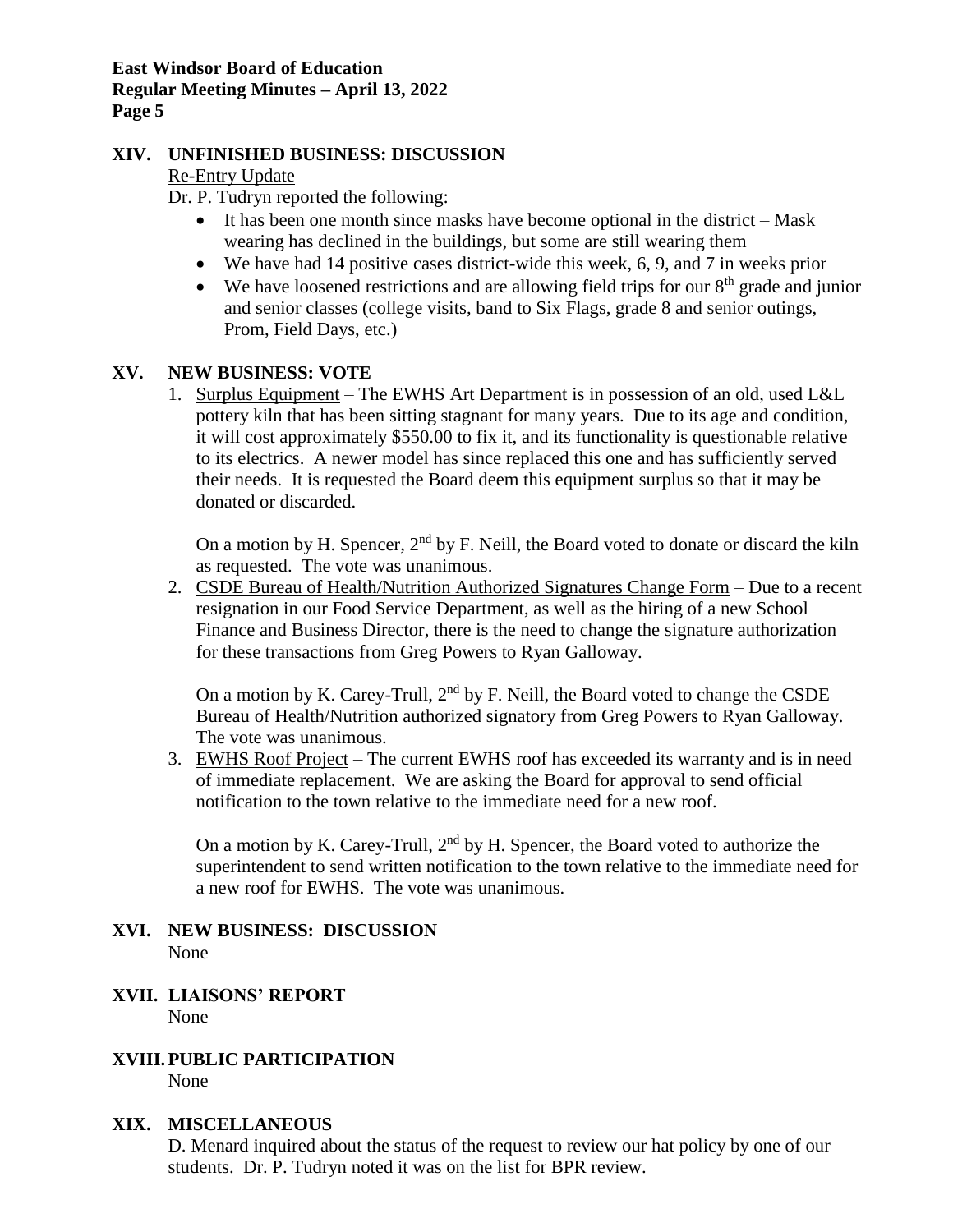## XIV. UNFINISHED BUSINESS: DISCUSSION

Re-Entry Update

Dr. P. Tudryn reported the following:

- It has been one month since masks have become optional in the district – Mask wearing has declined in the buildings, but some are still wearing them
- We have had 14 positive cases district-wide this week, 6, 9, and 7 in weeks prior
- We have loosened restrictions and are allowing field trips for our 8th grade and junior and senior classes (college visits, band to Six Flags, grade 8 and senior outings, Prom, Field Days, etc.)

## XV. NEW BUSINESS: VOTE

1. Surplus Equipment – The EWHS Art Department is in possession of an old, used L&L pottery kiln that has been sitting stagnant for many years. Due to its age and condition, it will cost approximately $550.00 to fix it, and its functionality is questionable relative to its electrics. A newer model has since replaced this one and has sufficiently served their needs. It is requested the Board deem this equipment surplus so that it may be donated or discarded.

   On a motion by H. Spencer, 2nd by F. Neill, the Board voted to donate or discard the kiln as requested. The vote was unanimous.

2. CSDE Bureau of Health/Nutrition Authorized Signatures Change Form – Due to a recent resignation in our Food Service Department, as well as the hiring of a new School Finance and Business Director, there is the need to change the signature authorization for these transactions from Greg Powers to Ryan Galloway.

   On a motion by K. Carey-Trull, 2nd by F. Neill, the Board voted to change the CSDE Bureau of Health/Nutrition authorized signatory from Greg Powers to Ryan Galloway. The vote was unanimous.

3. EWHS Roof Project – The current EWHS roof has exceeded its warranty and is in need of immediate replacement. We are asking the Board for approval to send official notification to the town relative to the immediate need for a new roof.

   On a motion by K. Carey-Trull, 2nd by H. Spencer, the Board voted to authorize the superintendent to send written notification to the town relative to the immediate need for a new roof for EWHS. The vote was unanimous.

## XVI. NEW BUSINESS: DISCUSSION

None

## XVII. LIAISONS' REPORT

None

## XVIII. PUBLIC PARTICIPATION

None

## XIX. MISCELLANEOUS

D. Menard inquired about the status of the request to review our hat policy by one of our students. Dr. P. Tudryn noted it was on the list for BPR review.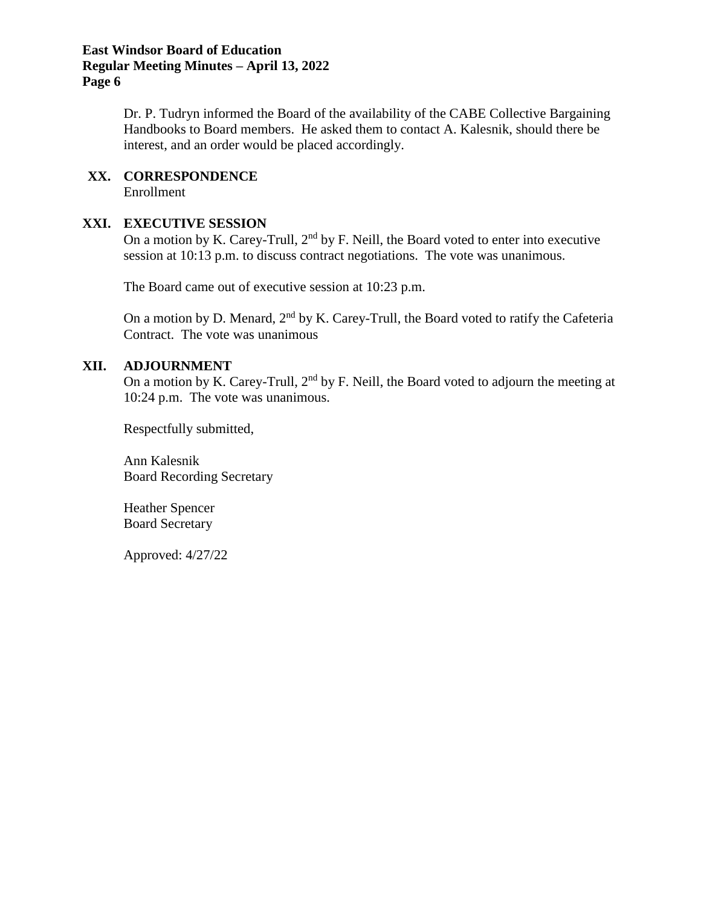Dr. P. Tudryn informed the Board of the availability of the CABE Collective Bargaining Handbooks to Board members. He asked them to contact A. Kalesnik, should there be interest, and an order would be placed accordingly.

## XX. CORRESPONDENCE

Enrollment

## XXI. EXECUTIVE SESSION

On a motion by K. Carey-Trull, 2nd by F. Neill, the Board voted to enter into executive session at 10:13 p.m. to discuss contract negotiations. The vote was unanimous.

The Board came out of executive session at 10:23 p.m.

On a motion by D. Menard, 2nd by K. Carey-Trull, the Board voted to ratify the Cafeteria Contract. The vote was unanimous

## XII. ADJOURNMENT

On a motion by K. Carey-Trull, 2nd by F. Neill, the Board voted to adjourn the meeting at 10:24 p.m. The vote was unanimous.

Respectfully submitted,

Ann Kalesnik
Board Recording Secretary

Heather Spencer
Board Secretary

Approved: 4/27/22